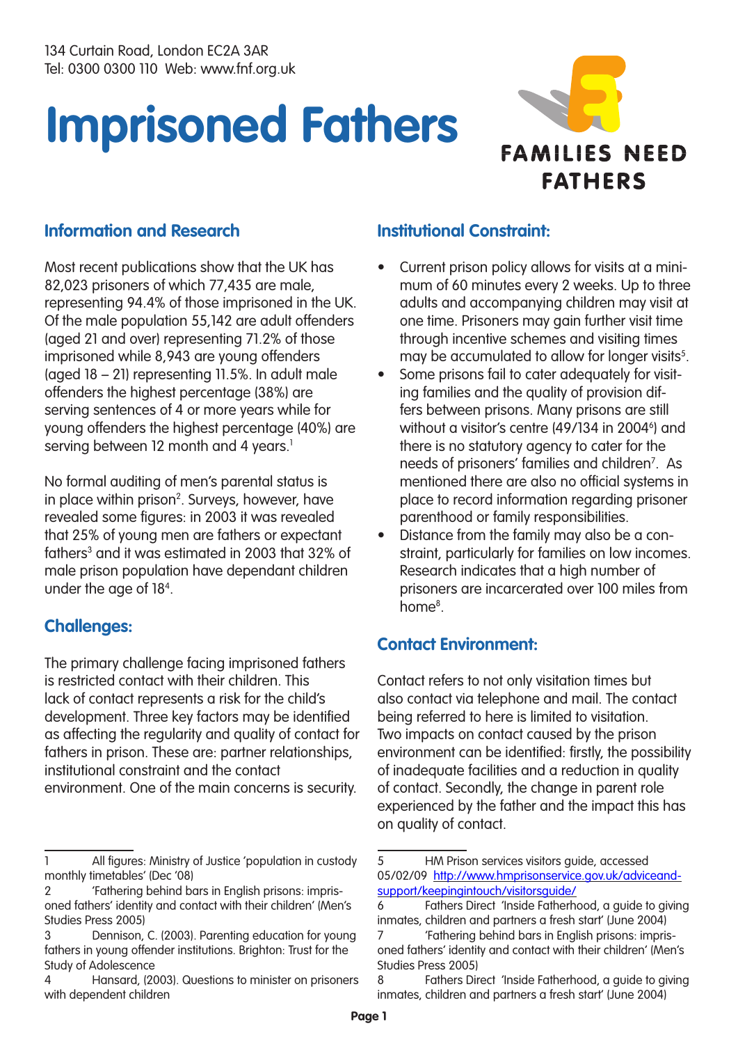134 Curtain Road, London EC2A 3AR
Tel: 0300 0300 110 Web: www.fnf.org.uk

# Imprisoned Fathers

FAMILIES NEED FATHERS

## Information and Research

Most recent publications show that the UK has 82,023 prisoners of which 77,435 are male, representing 94.4% of those imprisoned in the UK. Of the male population 55,142 are adult offenders (aged 21 and over) representing 71.2% of those imprisoned while 8,943 are young offenders (aged 18 – 21) representing 11.5%. In adult male offenders the highest percentage (38%) are serving sentences of 4 or more years while for young offenders the highest percentage (40%) are serving between 12 month and 4 years.[1]

No formal auditing of men's parental status is in place within prison[2]. Surveys, however, have revealed some figures: in 2003 it was revealed that 25% of young men are fathers or expectant fathers[3] and it was estimated in 2003 that 32% of male prison population have dependant children under the age of 18[4].

## Challenges:

The primary challenge facing imprisoned fathers is restricted contact with their children. This lack of contact represents a risk for the child's development. Three key factors may be identified as affecting the regularity and quality of contact for fathers in prison. These are: partner relationships, institutional constraint and the contact environment. One of the main concerns is security.

## Institutional Constraint:

- Current prison policy allows for visits at a minimum of 60 minutes every 2 weeks. Up to three adults and accompanying children may visit at one time. Prisoners may gain further visit time through incentive schemes and visiting times may be accumulated to allow for longer visits[5].
- Some prisons fail to cater adequately for visiting families and the quality of provision differs between prisons. Many prisons are still without a visitor's centre (49/134 in 2004[6]) and there is no statutory agency to cater for the needs of prisoners' families and children[7]. As mentioned there are also no official systems in place to record information regarding prisoner parenthood or family responsibilities.
- Distance from the family may also be a constraint, particularly for families on low incomes. Research indicates that a high number of prisoners are incarcerated over 100 miles from home[8].

## Contact Environment:

Contact refers to not only visitation times but also contact via telephone and mail. The contact being referred to here is limited to visitation. Two impacts on contact caused by the prison environment can be identified: firstly, the possibility of inadequate facilities and a reduction in quality of contact. Secondly, the change in parent role experienced by the father and the impact this has on quality of contact.

---

1 All figures: Ministry of Justice 'population in custody monthly timetables' (Dec '08)

2 'Fathering behind bars in English prisons: imprisoned fathers' identity and contact with their children' (Men's Studies Press 2005)

3 Dennison, C. (2003). Parenting education for young fathers in young offender institutions. Brighton: Trust for the Study of Adolescence

4 Hansard, (2003). Questions to minister on prisoners with dependent children

5 HM Prison services visitors guide, accessed 05/02/09 http://www.hmprisonservice.gov.uk/adviceand-support/keepingintouch/visitorsguide/

6 Fathers Direct 'Inside Fatherhood, a guide to giving inmates, children and partners a fresh start' (June 2004)

7 'Fathering behind bars in English prisons: imprisoned fathers' identity and contact with their children' (Men's Studies Press 2005)

8 Fathers Direct 'Inside Fatherhood, a guide to giving inmates, children and partners a fresh start' (June 2004)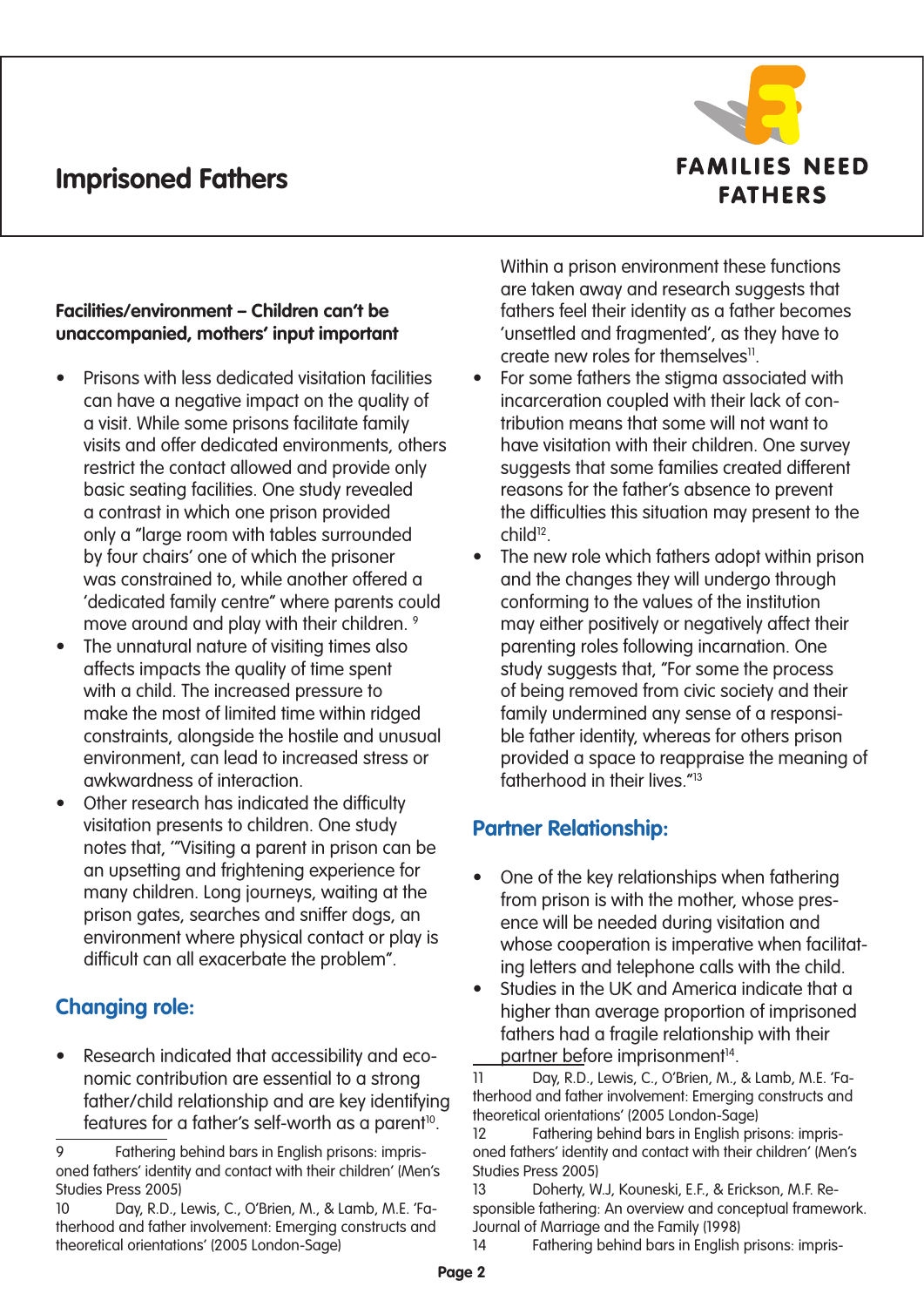## Imprisoned Fathers

**Facilities/environment – Children can't be unaccompanied, mothers' input important**

- Prisons with less dedicated visitation facilities can have a negative impact on the quality of a visit. While some prisons facilitate family visits and offer dedicated environments, others restrict the contact allowed and provide only basic seating facilities. One study revealed a contrast in which one prison provided only a "large room with tables surrounded by four chairs' one of which the prisoner was constrained to, while another offered a 'dedicated family centre" where parents could move around and play with their children. [9]
- The unnatural nature of visiting times also affects impacts the quality of time spent with a child. The increased pressure to make the most of limited time within ridged constraints, alongside the hostile and unusual environment, can lead to increased stress or awkwardness of interaction.
- Other research has indicated the difficulty visitation presents to children. One study notes that, '"Visiting a parent in prison can be an upsetting and frightening experience for many children. Long journeys, waiting at the prison gates, searches and sniffer dogs, an environment where physical contact or play is difficult can all exacerbate the problem".

## Changing role:

- Research indicated that accessibility and economic contribution are essential to a strong father/child relationship and are key identifying features for a father's self-worth as a parent[10]. Within a prison environment these functions are taken away and research suggests that fathers feel their identity as a father becomes 'unsettled and fragmented', as they have to create new roles for themselves[11].
- For some fathers the stigma associated with incarceration coupled with their lack of contribution means that some will not want to have visitation with their children. One survey suggests that some families created different reasons for the father's absence to prevent the difficulties this situation may present to the child[12].
- The new role which fathers adopt within prison and the changes they will undergo through conforming to the values of the institution may either positively or negatively affect their parenting roles following incarnation. One study suggests that, "For some the process of being removed from civic society and their family undermined any sense of a responsible father identity, whereas for others prison provided a space to reappraise the meaning of fatherhood in their lives."[13]

## Partner Relationship:

- One of the key relationships when fathering from prison is with the mother, whose presence will be needed during visitation and whose cooperation is imperative when facilitating letters and telephone calls with the child.
- Studies in the UK and America indicate that a higher than average proportion of imprisoned fathers had a fragile relationship with their partner before imprisonment[14].

---

9 Fathering behind bars in English prisons: imprisoned fathers' identity and contact with their children' (Men's Studies Press 2005)

10 Day, R.D., Lewis, C., O'Brien, M., & Lamb, M.E. 'Fatherhood and father involvement: Emerging constructs and theoretical orientations' (2005 London-Sage)

11 Day, R.D., Lewis, C., O'Brien, M., & Lamb, M.E. 'Fatherhood and father involvement: Emerging constructs and theoretical orientations' (2005 London-Sage)

12 Fathering behind bars in English prisons: imprisoned fathers' identity and contact with their children' (Men's Studies Press 2005)

13 Doherty, W.J, Kouneski, E.F., & Erickson, M.F. Responsible fathering: An overview and conceptual framework. Journal of Marriage and the Family (1998)

14 Fathering behind bars in English prisons: impris-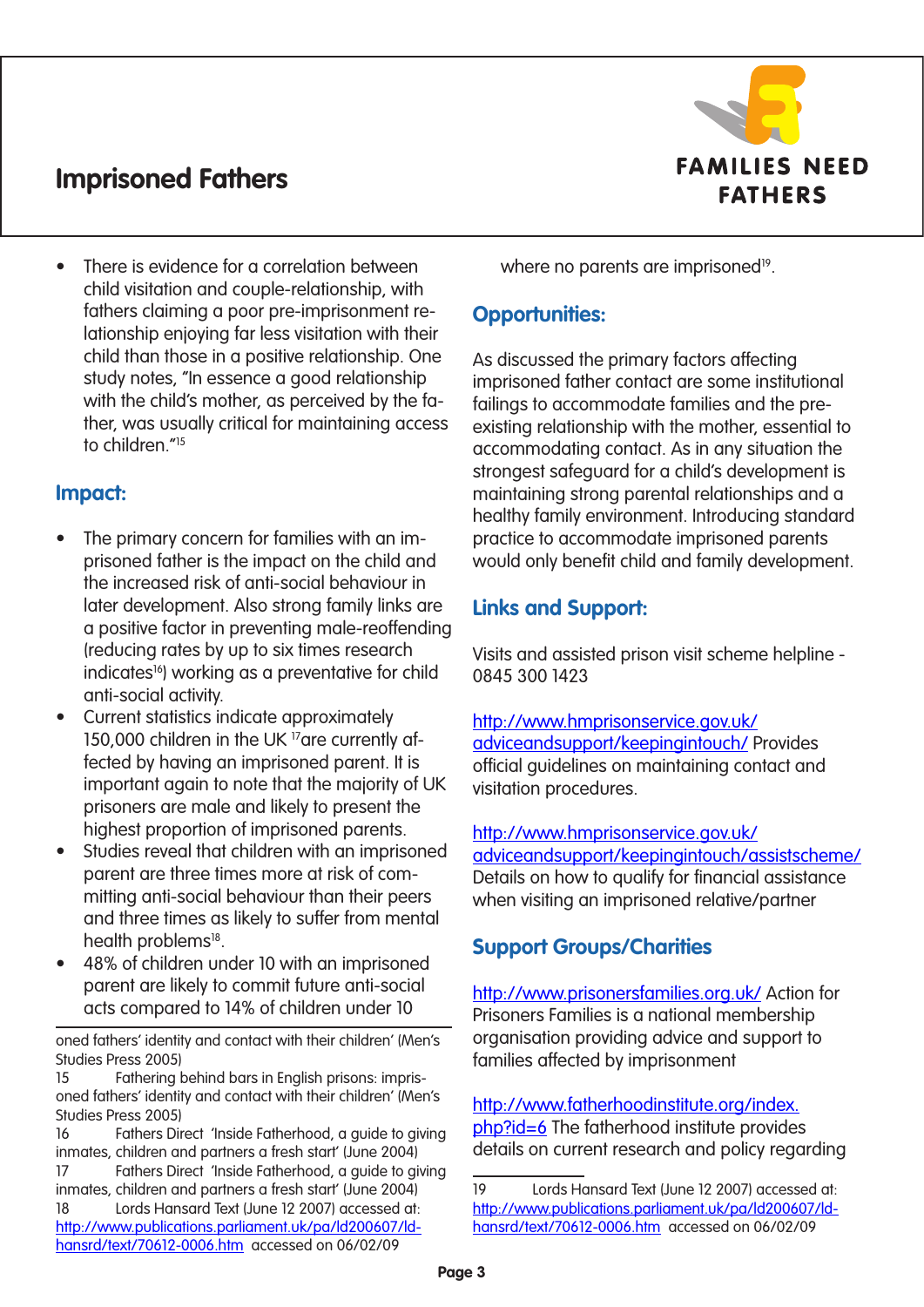- There is evidence for a correlation between child visitation and couple-relationship, with fathers claiming a poor pre-imprisonment relationship enjoying far less visitation with their child than those in a positive relationship. One study notes, "In essence a good relationship with the child's mother, as perceived by the father, was usually critical for maintaining access to children."[15]

## Impact:

- The primary concern for families with an imprisoned father is the impact on the child and the increased risk of anti-social behaviour in later development. Also strong family links are a positive factor in preventing male-reoffending (reducing rates by up to six times research indicates[16]) working as a preventative for child anti-social activity.
- Current statistics indicate approximately 150,000 children in the UK [17]are currently affected by having an imprisoned parent. It is important again to note that the majority of UK prisoners are male and likely to present the highest proportion of imprisoned parents.
- Studies reveal that children with an imprisoned parent are three times more at risk of committing anti-social behaviour than their peers and three times as likely to suffer from mental health problems[18].
- 48% of children under 10 with an imprisoned parent are likely to commit future anti-social acts compared to 14% of children under 10 where no parents are imprisoned[19].

## Opportunities:

As discussed the primary factors affecting imprisoned father contact are some institutional failings to accommodate families and the pre-existing relationship with the mother, essential to accommodating contact. As in any situation the strongest safeguard for a child's development is maintaining strong parental relationships and a healthy family environment. Introducing standard practice to accommodate imprisoned parents would only benefit child and family development.

## Links and Support:

Visits and assisted prison visit scheme helpline - 0845 300 1423

http://www.hmprisonservice.gov.uk/adviceandsupport/keepingintouch/ Provides official guidelines on maintaining contact and visitation procedures.

http://www.hmprisonservice.gov.uk/adviceandsupport/keepingintouch/assistscheme/ Details on how to qualify for financial assistance when visiting an imprisoned relative/partner

## Support Groups/Charities

http://www.prisonersfamilies.org.uk/ Action for Prisoners Families is a national membership organisation providing advice and support to families affected by imprisonment

http://www.fatherhoodinstitute.org/index.php?id=6 The fatherhood institute provides details on current research and policy regarding

---

oned fathers' identity and contact with their children' (Men's Studies Press 2005)

15 Fathering behind bars in English prisons: imprisoned fathers' identity and contact with their children' (Men's Studies Press 2005)

16 Fathers Direct 'Inside Fatherhood, a guide to giving inmates, children and partners a fresh start' (June 2004)

17 Fathers Direct 'Inside Fatherhood, a guide to giving inmates, children and partners a fresh start' (June 2004)

18 Lords Hansard Text (June 12 2007) accessed at: http://www.publications.parliament.uk/pa/ld200607/ldhansrd/text/70612-0006.htm accessed on 06/02/09

19 Lords Hansard Text (June 12 2007) accessed at: http://www.publications.parliament.uk/pa/ld200607/ldhansrd/text/70612-0006.htm accessed on 06/02/09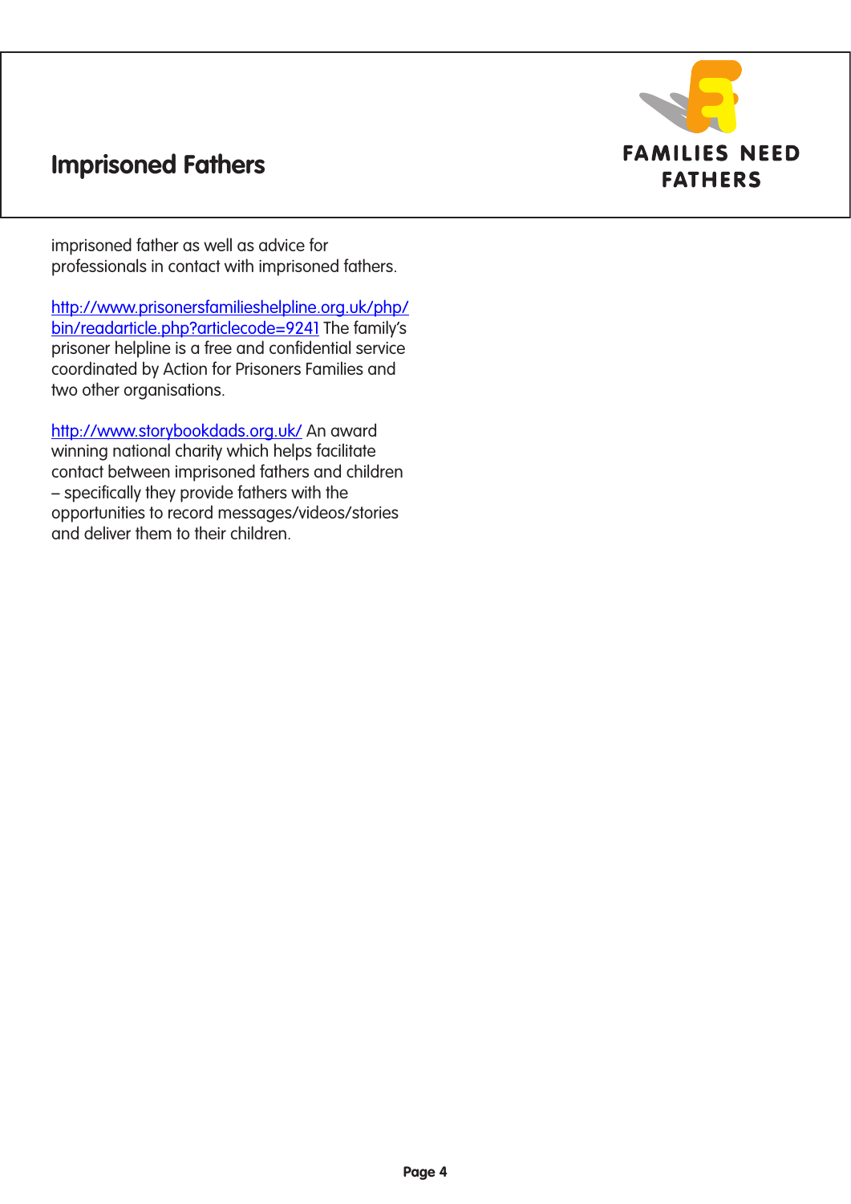imprisoned father as well as advice for professionals in contact with imprisoned fathers.

[http://www.prisonersfamilieshelpline.org.uk/php/bin/readarticle.php?articlecode=9241](http://www.prisonersfamilieshelpline.org.uk/php/bin/readarticle.php?articlecode=9241) The family's prisoner helpline is a free and confidential service coordinated by Action for Prisoners Families and two other organisations.

[http://www.storybookdads.org.uk/](http://www.storybookdads.org.uk/) An award winning national charity which helps facilitate contact between imprisoned fathers and children – specifically they provide fathers with the opportunities to record messages/videos/stories and deliver them to their children.